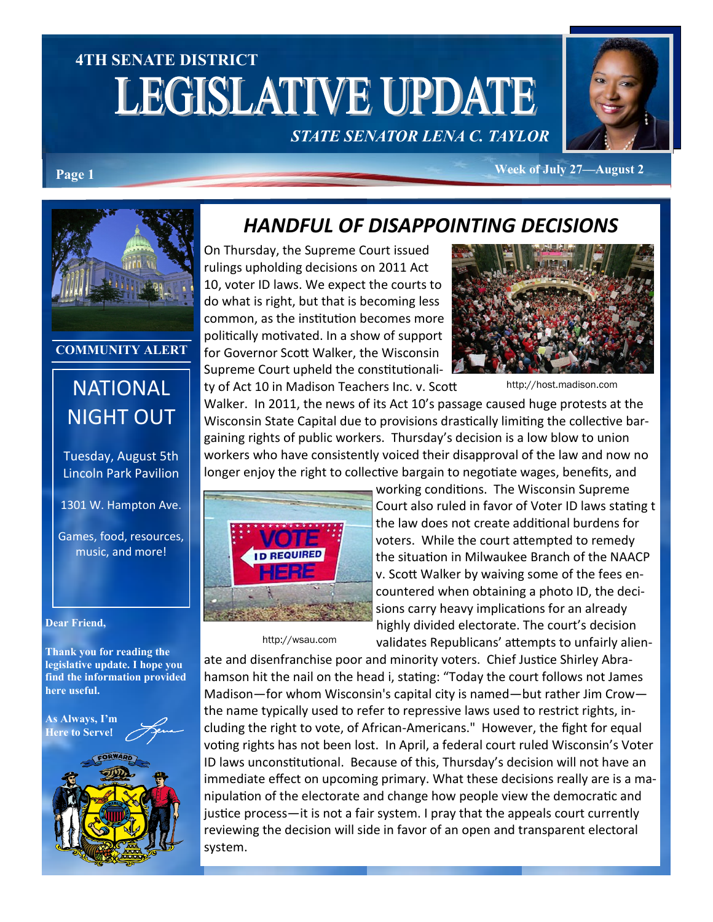# 4TH SENATE DISTRICT LEGISLATIVE UPDATE

*STATE SENATOR LENA C. TAYLOR*

Week of July 27—August 2

## HANDFUL OF DISAPPOINTING DECISIONS

On Thursday, the Supreme Court issued rulings upholding decisions on 2011 Act 10, voter ID laws. We expect the courts to do what is right, but that is becoming less common, as the institution becomes more politically motivated. In a show of support for Governor Scott Walker, the Wisconsin Supreme Court upheld the constitutionality of Act 10 in Madison Teachers Inc. v. Scott Walker. In 2011, the news of its Act 10's passage caused huge protests at the Wisconsin State Capital due to provisions drastically limiting the collective bargaining rights of public workers. Thursday's decision is a low blow to union workers who have consistently voiced their disapproval of the law and now no longer enjoy the right to collective bargain to negotiate wages, benefits, and working conditions. The Wisconsin Supreme Court also ruled in favor of Voter ID laws stating t the law does not create additional burdens for voters. While the court attempted to remedy the situation in Milwaukee Branch of the NAACP v. Scott Walker by waiving some of the fees encountered when obtaining a photo ID, the decisions carry heavy implications for an already highly divided electorate. The court's decision validates Republicans' attempts to unfairly alienate and disenfranchise poor and minority voters. Chief Justice Shirley Abrahamson hit the nail on the head i, stating: "Today the court follows not James Madison—for whom Wisconsin's capital city is named—but rather Jim Crow—the name typically used to refer to repressive laws used to restrict rights, including the right to vote, of African-Americans." However, the fight for equal voting rights has not been lost. In April, a federal court ruled Wisconsin's Voter ID laws unconstitutional. Because of this, Thursday's decision will not have an immediate effect on upcoming primary. What these decisions really are is a manipulation of the electorate and change how people view the democratic and justice process—it is not a fair system. I pray that the appeals court currently reviewing the decision will side in favor of an open and transparent electoral system.

http://host.madison.com

http://wsau.com

### COMMUNITY ALERT

**NATIONAL NIGHT OUT**

Tuesday, August 5th
Lincoln Park Pavilion

1301 W. Hampton Ave.

Games, food, resources, music, and more!

**Dear Friend,**

**Thank you for reading the legislative update. I hope you find the information provided here useful.**

**As Always, I'm Here to Serve!**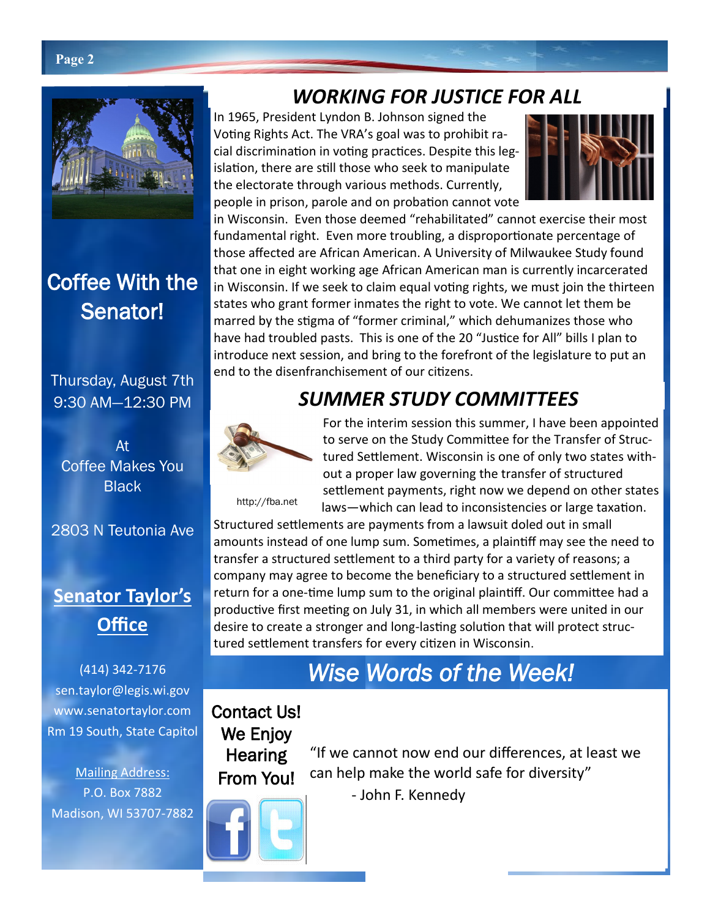## Coffee With the Senator!

Thursday, August 7th
9:30 AM—12:30 PM

At
Coffee Makes You Black

2803 N Teutonia Ave

## Senator Taylor's Office

(414) 342-7176
sen.taylor@legis.wi.gov
www.senatortaylor.com
Rm 19 South, State Capitol

Mailing Address:
P.O. Box 7882
Madison, WI 53707-7882

## *WORKING FOR JUSTICE FOR ALL*

In 1965, President Lyndon B. Johnson signed the Voting Rights Act. The VRA's goal was to prohibit racial discrimination in voting practices. Despite this legislation, there are still those who seek to manipulate the electorate through various methods. Currently, people in prison, parole and on probation cannot vote in Wisconsin. Even those deemed "rehabilitated" cannot exercise their most fundamental right. Even more troubling, a disproportionate percentage of those affected are African American. A University of Milwaukee Study found that one in eight working age African American man is currently incarcerated in Wisconsin. If we seek to claim equal voting rights, we must join the thirteen states who grant former inmates the right to vote. We cannot let them be marred by the stigma of "former criminal," which dehumanizes those who have had troubled pasts. This is one of the 20 "Justice for All" bills I plan to introduce next session, and bring to the forefront of the legislature to put an end to the disenfranchisement of our citizens.

## *SUMMER STUDY COMMITTEES*

http://fba.net

For the interim session this summer, I have been appointed to serve on the Study Committee for the Transfer of Structured Settlement. Wisconsin is one of only two states without a proper law governing the transfer of structured settlement payments, right now we depend on other states laws—which can lead to inconsistencies or large taxation. Structured settlements are payments from a lawsuit doled out in small amounts instead of one lump sum. Sometimes, a plaintiff may see the need to transfer a structured settlement to a third party for a variety of reasons; a company may agree to become the beneficiary to a structured settlement in return for a one-time lump sum to the original plaintiff. Our committee had a productive first meeting on July 31, in which all members were united in our desire to create a stronger and long-lasting solution that will protect structured settlement transfers for every citizen in Wisconsin.

## *Wise Words of the Week!*

Contact Us! We Enjoy Hearing From You!

"If we cannot now end our differences, at least we can help make the world safe for diversity"

- John F. Kennedy